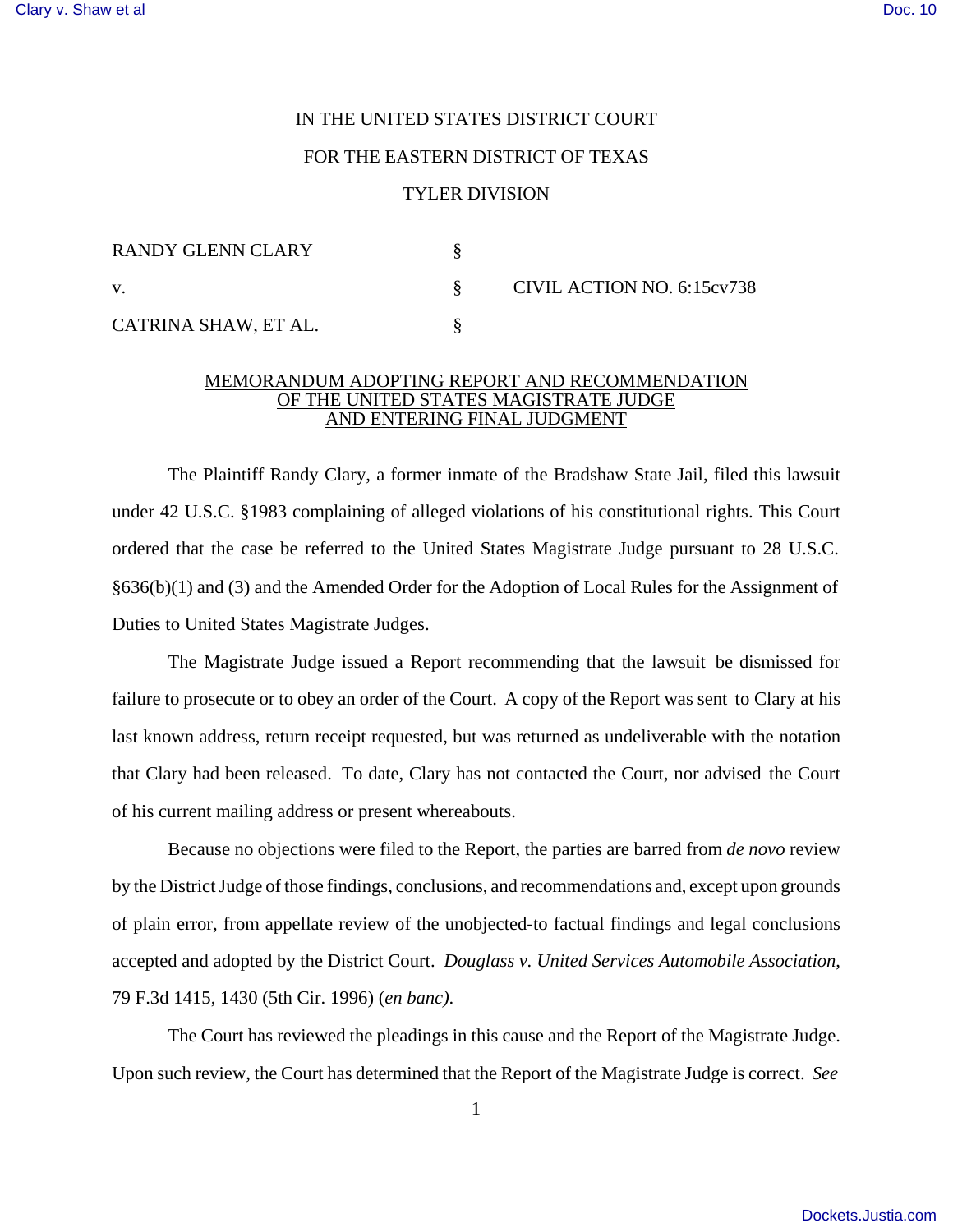IN THE UNITED STATES DISTRICT COURT

FOR THE EASTERN DISTRICT OF TEXAS

TYLER DIVISION

| | | |
|---|---|---|
| RANDY GLENN CLARY | § | |
| v. | § | CIVIL ACTION NO. 6:15cv738 |
| CATRINA SHAW, ET AL. | § | |

## MEMORANDUM ADOPTING REPORT AND RECOMMENDATION OF THE UNITED STATES MAGISTRATE JUDGE AND ENTERING FINAL JUDGMENT

The Plaintiff Randy Clary, a former inmate of the Bradshaw State Jail, filed this lawsuit under 42 U.S.C. §1983 complaining of alleged violations of his constitutional rights. This Court ordered that the case be referred to the United States Magistrate Judge pursuant to 28 U.S.C. §636(b)(1) and (3) and the Amended Order for the Adoption of Local Rules for the Assignment of Duties to United States Magistrate Judges.

The Magistrate Judge issued a Report recommending that the lawsuit be dismissed for failure to prosecute or to obey an order of the Court. A copy of the Report was sent to Clary at his last known address, return receipt requested, but was returned as undeliverable with the notation that Clary had been released. To date, Clary has not contacted the Court, nor advised the Court of his current mailing address or present whereabouts.

Because no objections were filed to the Report, the parties are barred from *de novo* review by the District Judge of those findings, conclusions, and recommendations and, except upon grounds of plain error, from appellate review of the unobjected-to factual findings and legal conclusions accepted and adopted by the District Court. *Douglass v. United Services Automobile Association*, 79 F.3d 1415, 1430 (5th Cir. 1996) (*en banc)*.

The Court has reviewed the pleadings in this cause and the Report of the Magistrate Judge. Upon such review, the Court has determined that the Report of the Magistrate Judge is correct. *See*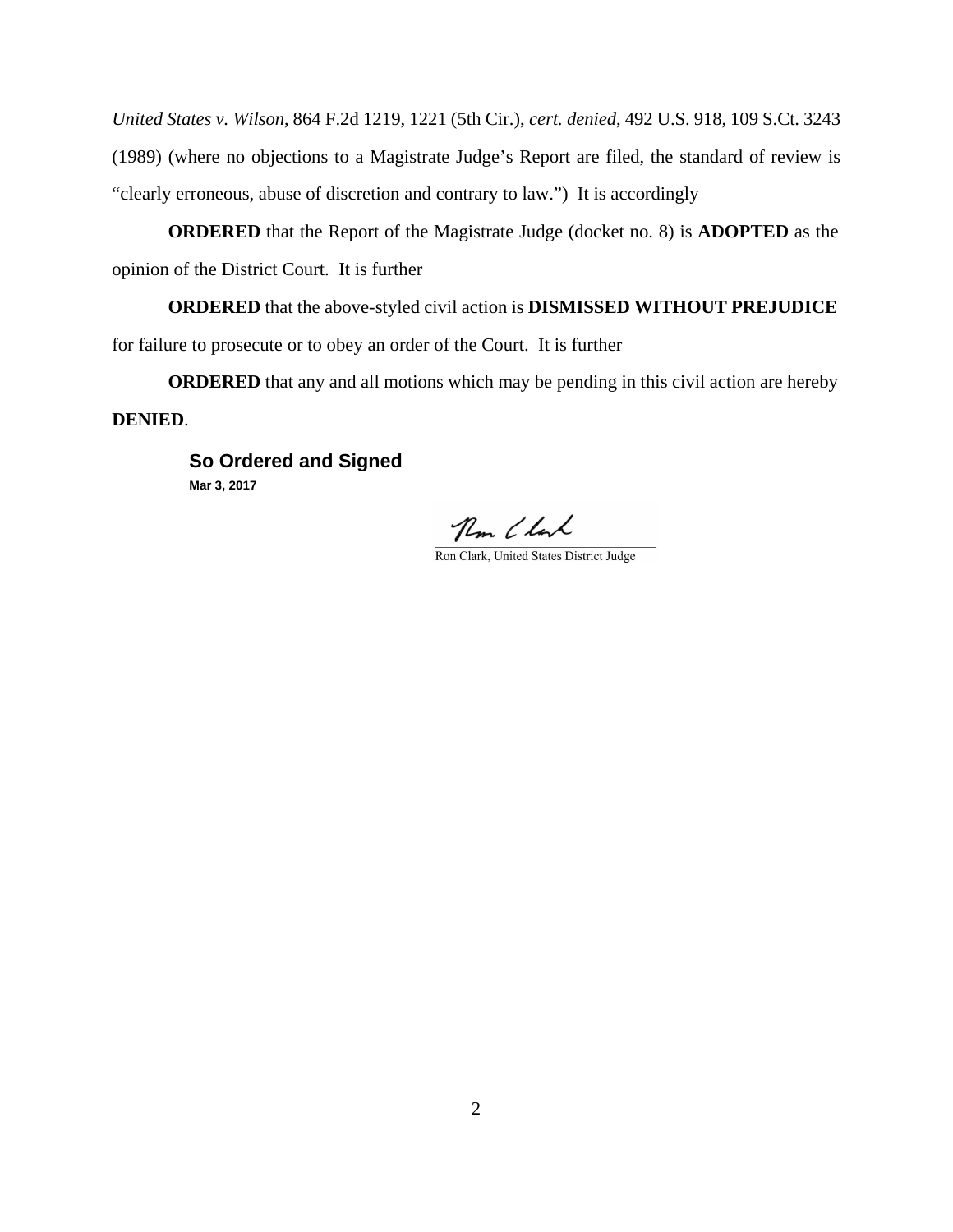*United States v. Wilson*, 864 F.2d 1219, 1221 (5th Cir.), *cert. denied*, 492 U.S. 918, 109 S.Ct. 3243 (1989) (where no objections to a Magistrate Judge's Report are filed, the standard of review is "clearly erroneous, abuse of discretion and contrary to law.") It is accordingly

**ORDERED** that the Report of the Magistrate Judge (docket no. 8) is **ADOPTED** as the opinion of the District Court. It is further

**ORDERED** that the above-styled civil action is **DISMISSED WITHOUT PREJUDICE** for failure to prosecute or to obey an order of the Court. It is further

**ORDERED** that any and all motions which may be pending in this civil action are hereby **DENIED**.

**So Ordered and Signed**

**Mar 3, 2017**

Ron Clark, United States District Judge